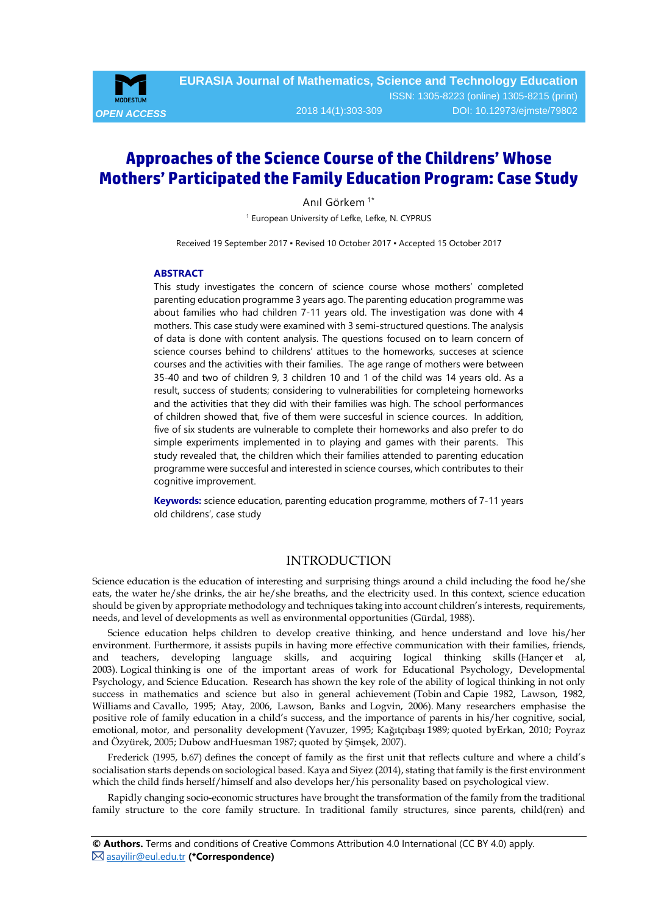# Approaches of the Science Course of the Childrens' Whose Mothers' Participated the Family Education Program: Case Study

Anıl Görkem [1*]

[1] European University of Lefke, Lefke, N. CYPRUS

Received 19 September 2017 ▪ Revised 10 October 2017 ▪ Accepted 15 October 2017

## ABSTRACT

This study investigates the concern of science course whose mothers' completed parenting education programme 3 years ago. The parenting education programme was about families who had children 7-11 years old. The investigation was done with 4 mothers. This case study were examined with 3 semi-structured questions. The analysis of data is done with content analysis. The questions focused on to learn concern of science courses behind to childrens' attitues to the homeworks, succeses at science courses and the activities with their families. The age range of mothers were between 35-40 and two of children 9, 3 children 10 and 1 of the child was 14 years old. As a result, success of students; considering to vulnerabilities for completeing homeworks and the activities that they did with their families was high. The school performances of children showed that, five of them were succesful in science cources. In addition, five of six students are vulnerable to complete their homeworks and also prefer to do simple experiments implemented in to playing and games with their parents. This study revealed that, the children which their families attended to parenting education programme were succesful and interested in science courses, which contributes to their cognitive improvement.

**Keywords:** science education, parenting education programme, mothers of 7-11 years old childrens', case study

## INTRODUCTION

Science education is the education of interesting and surprising things around a child including the food he/she eats, the water he/she drinks, the air he/she breaths, and the electricity used. In this context, science education should be given by appropriate methodology and techniques taking into account children's interests, requirements, needs, and level of developments as well as environmental opportunities (Gürdal, 1988).

Science education helps children to develop creative thinking, and hence understand and love his/her environment. Furthermore, it assists pupils in having more effective communication with their families, friends, and teachers, developing language skills, and acquiring logical thinking skills (Hançer et al, 2003). Logical thinking is one of the important areas of work for Educational Psychology, Developmental Psychology, and Science Education. Research has shown the key role of the ability of logical thinking in not only success in mathematics and science but also in general achievement (Tobin and Capie 1982, Lawson, 1982, Williams and Cavallo, 1995; Atay, 2006, Lawson, Banks and Logvin, 2006). Many researchers emphasise the positive role of family education in a child's success, and the importance of parents in his/her cognitive, social, emotional, motor, and personality development (Yavuzer, 1995; Kağıtçıbaşı 1989; quoted byErkan, 2010; Poyraz and Özyürek, 2005; Dubow andHuesman 1987; quoted by Şimşek, 2007).

Frederick (1995, b.67) defines the concept of family as the first unit that reflects culture and where a child's socialisation starts depends on sociological based. Kaya and Siyez (2014), stating that family is the first environment which the child finds herself/himself and also develops her/his personality based on psychological view.

Rapidly changing socio-economic structures have brought the transformation of the family from the traditional family structure to the core family structure. In traditional family structures, since parents, child(ren) and

**© Authors.** Terms and conditions of Creative Commons Attribution 4.0 International (CC BY 4.0) apply.
✉ asayilir@eul.edu.tr **(*Correspondence)**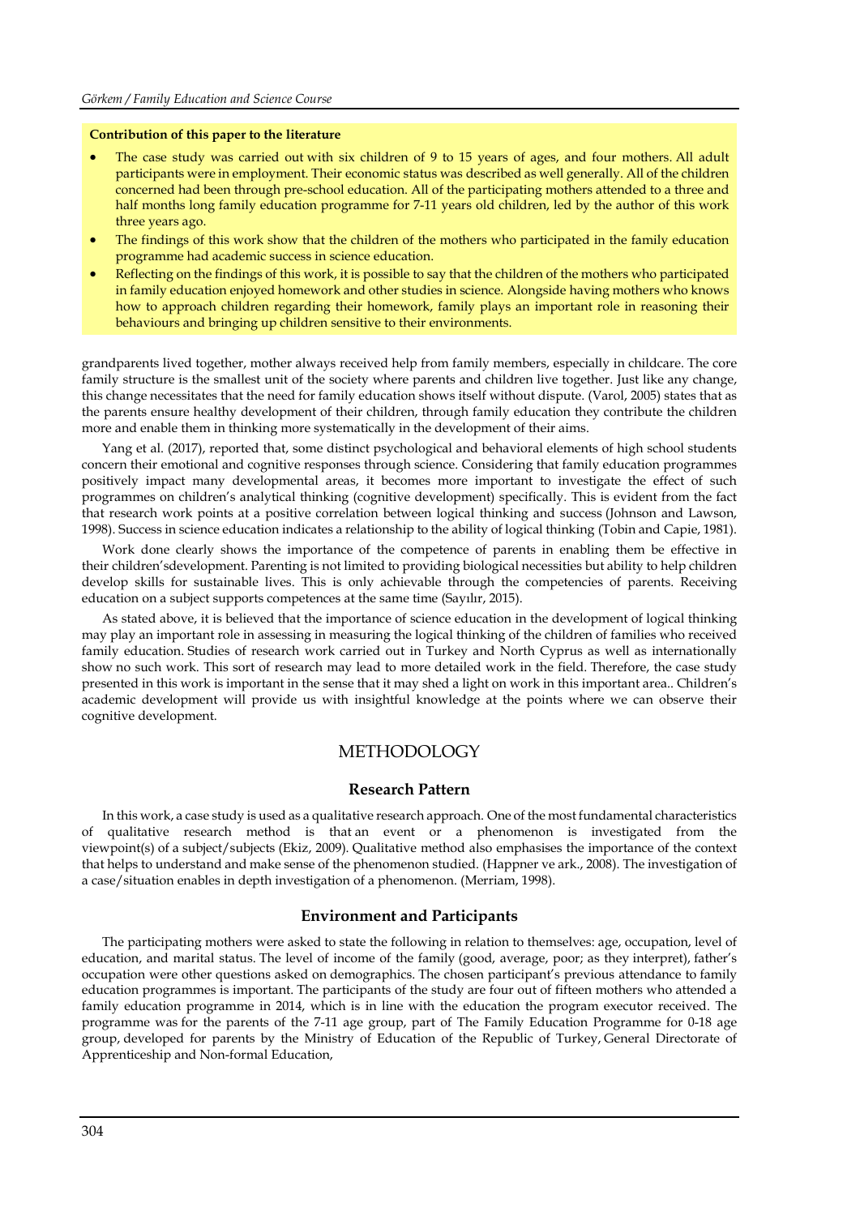**Contribution of this paper to the literature**

- The case study was carried out with six children of 9 to 15 years of ages, and four mothers. All adult participants were in employment. Their economic status was described as well generally. All of the children concerned had been through pre-school education. All of the participating mothers attended to a three and half months long family education programme for 7-11 years old children, led by the author of this work three years ago.
- The findings of this work show that the children of the mothers who participated in the family education programme had academic success in science education.
- Reflecting on the findings of this work, it is possible to say that the children of the mothers who participated in family education enjoyed homework and other studies in science. Alongside having mothers who knows how to approach children regarding their homework, family plays an important role in reasoning their behaviours and bringing up children sensitive to their environments.

grandparents lived together, mother always received help from family members, especially in childcare. The core family structure is the smallest unit of the society where parents and children live together. Just like any change, this change necessitates that the need for family education shows itself without dispute. (Varol, 2005) states that as the parents ensure healthy development of their children, through family education they contribute the children more and enable them in thinking more systematically in the development of their aims.

Yang et al. (2017), reported that, some distinct psychological and behavioral elements of high school students concern their emotional and cognitive responses through science. Considering that family education programmes positively impact many developmental areas, it becomes more important to investigate the effect of such programmes on children's analytical thinking (cognitive development) specifically. This is evident from the fact that research work points at a positive correlation between logical thinking and success (Johnson and Lawson, 1998). Success in science education indicates a relationship to the ability of logical thinking (Tobin and Capie, 1981).

Work done clearly shows the importance of the competence of parents in enabling them be effective in their children'sdevelopment. Parenting is not limited to providing biological necessities but ability to help children develop skills for sustainable lives. This is only achievable through the competencies of parents. Receiving education on a subject supports competences at the same time (Sayılır, 2015).

As stated above, it is believed that the importance of science education in the development of logical thinking may play an important role in assessing in measuring the logical thinking of the children of families who received family education. Studies of research work carried out in Turkey and North Cyprus as well as internationally show no such work. This sort of research may lead to more detailed work in the field. Therefore, the case study presented in this work is important in the sense that it may shed a light on work in this important area.. Children's academic development will provide us with insightful knowledge at the points where we can observe their cognitive development.

## METHODOLOGY

### Research Pattern

In this work, a case study is used as a qualitative research approach. One of the most fundamental characteristics of qualitative research method is that an event or a phenomenon is investigated from the viewpoint(s) of a subject/subjects (Ekiz, 2009). Qualitative method also emphasises the importance of the context that helps to understand and make sense of the phenomenon studied. (Happner ve ark., 2008). The investigation of a case/situation enables in depth investigation of a phenomenon. (Merriam, 1998).

### Environment and Participants

The participating mothers were asked to state the following in relation to themselves: age, occupation, level of education, and marital status. The level of income of the family (good, average, poor; as they interpret), father's occupation were other questions asked on demographics. The chosen participant's previous attendance to family education programmes is important. The participants of the study are four out of fifteen mothers who attended a family education programme in 2014, which is in line with the education the program executor received. The programme was for the parents of the 7-11 age group, part of The Family Education Programme for 0-18 age group, developed for parents by the Ministry of Education of the Republic of Turkey, General Directorate of Apprenticeship and Non-formal Education,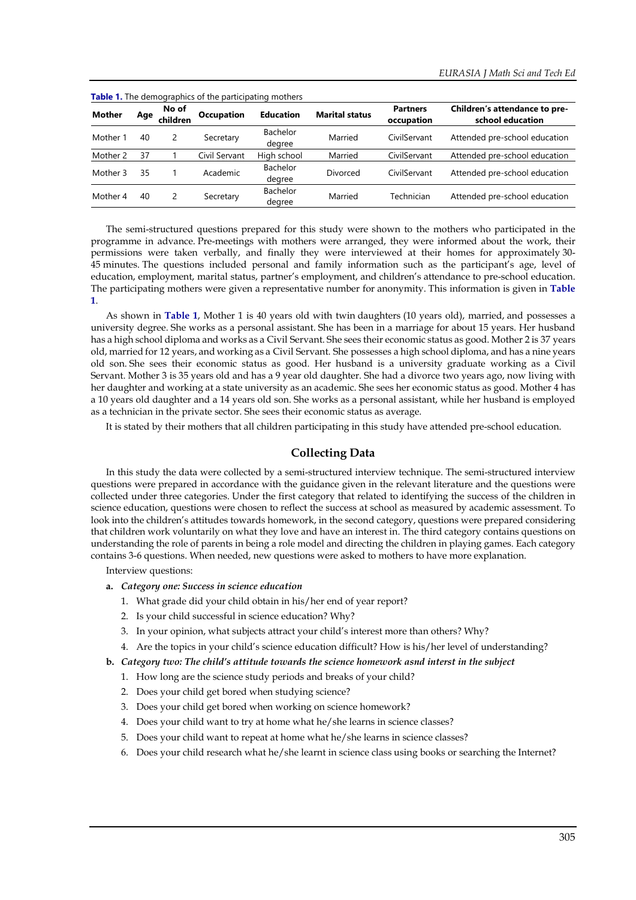**Table 1.** The demographics of the participating mothers

| Mother | Age | No of children | Occupation | Education | Marital status | Partners occupation | Children's attendance to pre-school education |
|---|---|---|---|---|---|---|---|
| Mother 1 | 40 | 2 | Secretary | Bachelor degree | Married | CivilServant | Attended pre-school education |
| Mother 2 | 37 | 1 | Civil Servant | High school | Married | CivilServant | Attended pre-school education |
| Mother 3 | 35 | 1 | Academic | Bachelor degree | Divorced | CivilServant | Attended pre-school education |
| Mother 4 | 40 | 2 | Secretary | Bachelor degree | Married | Technician | Attended pre-school education |

The semi-structured questions prepared for this study were shown to the mothers who participated in the programme in advance. Pre-meetings with mothers were arranged, they were informed about the work, their permissions were taken verbally, and finally they were interviewed at their homes for approximately 30-45 minutes. The questions included personal and family information such as the participant's age, level of education, employment, marital status, partner's employment, and children's attendance to pre-school education. The participating mothers were given a representative number for anonymity. This information is given in **Table 1**.

As shown in **Table 1**, Mother 1 is 40 years old with twin daughters (10 years old), married, and possesses a university degree. She works as a personal assistant. She has been in a marriage for about 15 years. Her husband has a high school diploma and works as a Civil Servant. She sees their economic status as good. Mother 2 is 37 years old, married for 12 years, and working as a Civil Servant. She possesses a high school diploma, and has a nine years old son. She sees their economic status as good. Her husband is a university graduate working as a Civil Servant. Mother 3 is 35 years old and has a 9 year old daughter. She had a divorce two years ago, now living with her daughter and working at a state university as an academic. She sees her economic status as good. Mother 4 has a 10 years old daughter and a 14 years old son. She works as a personal assistant, while her husband is employed as a technician in the private sector. She sees their economic status as average.

It is stated by their mothers that all children participating in this study have attended pre-school education.

## Collecting Data

In this study the data were collected by a semi-structured interview technique. The semi-structured interview questions were prepared in accordance with the guidance given in the relevant literature and the questions were collected under three categories. Under the first category that related to identifying the success of the children in science education, questions were chosen to reflect the success at school as measured by academic assessment. To look into the children's attitudes towards homework, in the second category, questions were prepared considering that children work voluntarily on what they love and have an interest in. The third category contains questions on understanding the role of parents in being a role model and directing the children in playing games. Each category contains 3-6 questions. When needed, new questions were asked to mothers to have more explanation.

Interview questions:

**a.** ***Category one: Success in science education***

1. What grade did your child obtain in his/her end of year report?
2. Is your child successful in science education? Why?
3. In your opinion, what subjects attract your child's interest more than others? Why?
4. Are the topics in your child's science education difficult? How is his/her level of understanding?

**b.** ***Category two: The child's attitude towards the science homework asnd interst in the subject***

1. How long are the science study periods and breaks of your child?
2. Does your child get bored when studying science?
3. Does your child get bored when working on science homework?
4. Does your child want to try at home what he/she learns in science classes?
5. Does your child want to repeat at home what he/she learns in science classes?
6. Does your child research what he/she learnt in science class using books or searching the Internet?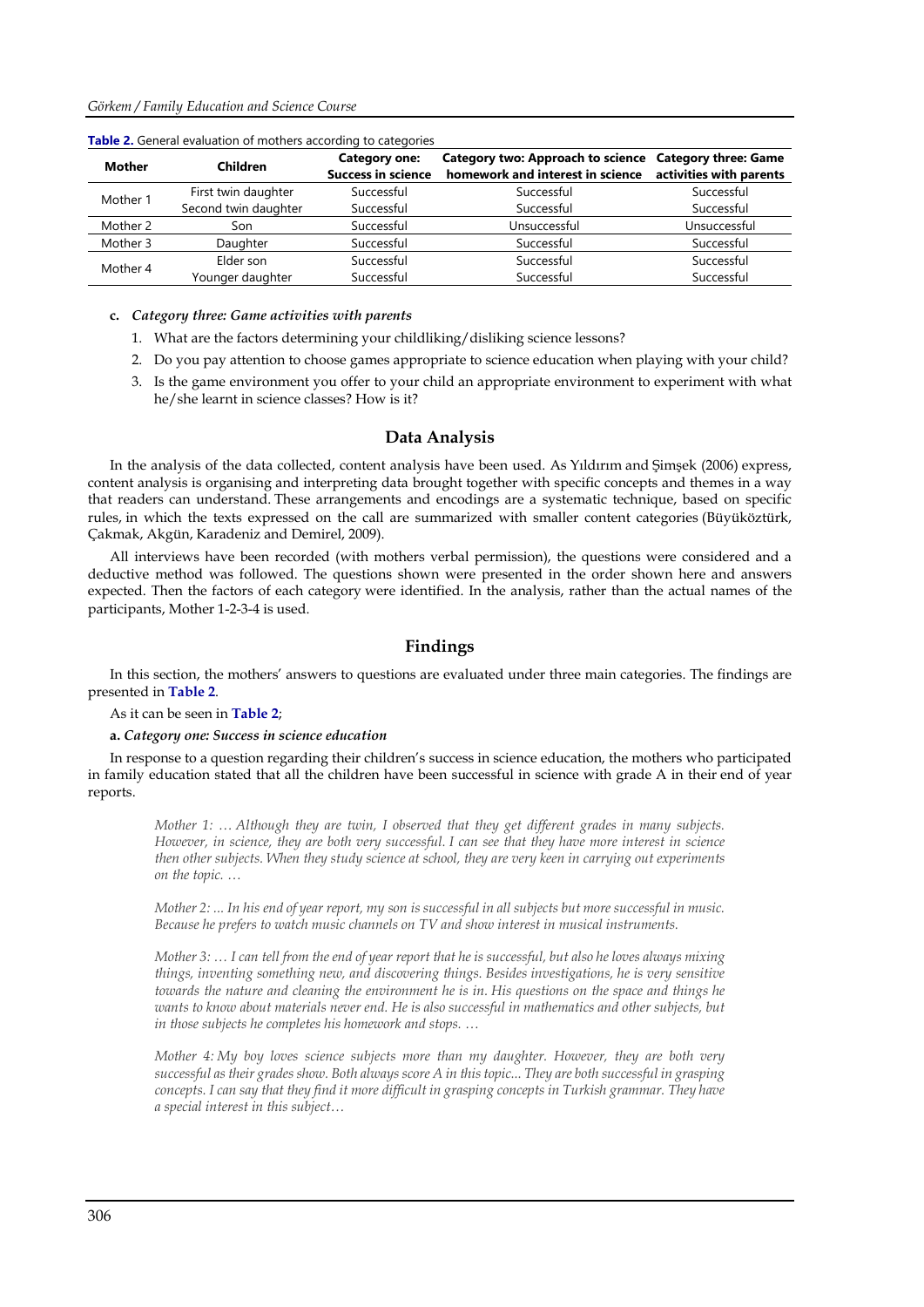**Table 2.** General evaluation of mothers according to categories

| Mother | Children | Category one: Success in science | Category two: Approach to science homework and interest in science | Category three: Game activities with parents |
|---|---|---|---|---|
| Mother 1 | First twin daughter | Successful | Successful | Successful |
| | Second twin daughter | Successful | Successful | Successful |
| Mother 2 | Son | Successful | Unsuccessful | Unsuccessful |
| Mother 3 | Daughter | Successful | Successful | Successful |
| Mother 4 | Elder son | Successful | Successful | Successful |
| | Younger daughter | Successful | Successful | Successful |

**c.** ***Category three: Game activities with parents***

1. What are the factors determining your childliking/disliking science lessons?
2. Do you pay attention to choose games appropriate to science education when playing with your child?
3. Is the game environment you offer to your child an appropriate environment to experiment with what he/she learnt in science classes? How is it?

## Data Analysis

In the analysis of the data collected, content analysis have been used. As Yıldırım and Şimşek (2006) express, content analysis is organising and interpreting data brought together with specific concepts and themes in a way that readers can understand. These arrangements and encodings are a systematic technique, based on specific rules, in which the texts expressed on the call are summarized with smaller content categories (Büyüköztürk, Çakmak, Akgün, Karadeniz and Demirel, 2009).

All interviews have been recorded (with mothers verbal permission), the questions were considered and a deductive method was followed. The questions shown were presented in the order shown here and answers expected. Then the factors of each category were identified. In the analysis, rather than the actual names of the participants, Mother 1-2-3-4 is used.

## Findings

In this section, the mothers' answers to questions are evaluated under three main categories. The findings are presented in **Table 2**.

As it can be seen in **Table 2**;

**a.** ***Category one: Success in science education***

In response to a question regarding their children's success in science education, the mothers who participated in family education stated that all the children have been successful in science with grade A in their end of year reports.

> *Mother 1: … Although they are twin, I observed that they get different grades in many subjects. However, in science, they are both very successful. I can see that they have more interest in science then other subjects. When they study science at school, they are very keen in carrying out experiments on the topic. …*

> *Mother 2: ... In his end of year report, my son is successful in all subjects but more successful in music. Because he prefers to watch music channels on TV and show interest in musical instruments.*

> *Mother 3: … I can tell from the end of year report that he is successful, but also he loves always mixing things, inventing something new, and discovering things. Besides investigations, he is very sensitive towards the nature and cleaning the environment he is in. His questions on the space and things he wants to know about materials never end. He is also successful in mathematics and other subjects, but in those subjects he completes his homework and stops. …*

> *Mother 4: My boy loves science subjects more than my daughter. However, they are both very successful as their grades show. Both always score A in this topic... They are both successful in grasping concepts. I can say that they find it more difficult in grasping concepts in Turkish grammar. They have a special interest in this subject…*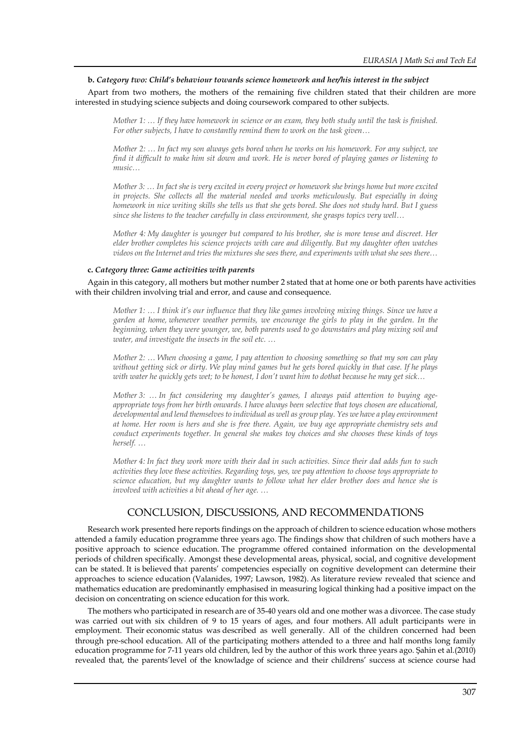**b.** ***Category two: Child's behaviour towards science homework and her/his interest in the subject***

Apart from two mothers, the mothers of the remaining five children stated that their children are more interested in studying science subjects and doing coursework compared to other subjects.

> *Mother 1: … If they have homework in science or an exam, they both study until the task is finished. For other subjects, I have to constantly remind them to work on the task given…*

> *Mother 2: … In fact my son always gets bored when he works on his homework. For any subject, we find it difficult to make him sit down and work. He is never bored of playing games or listening to music…*

> *Mother 3: … In fact she is very excited in every project or homework she brings home but more excited in projects. She collects all the material needed and works meticulously. But especially in doing homework in nice writing skills she tells us that she gets bored. She does not study hard. But I guess since she listens to the teacher carefully in class environment, she grasps topics very well…*

> *Mother 4: My daughter is younger but compared to his brother, she is more tense and discreet. Her elder brother completes his science projects with care and diligently. But my daughter often watches videos on the Internet and tries the mixtures she sees there, and experiments with what she sees there…*

**c.** ***Category three: Game activities with parents***

Again in this category, all mothers but mother number 2 stated that at home one or both parents have activities with their children involving trial and error, and cause and consequence.

> *Mother 1: … I think it's our influence that they like games involving mixing things. Since we have a garden at home, whenever weather permits, we encourage the girls to play in the garden. In the beginning, when they were younger, we, both parents used to go downstairs and play mixing soil and water, and investigate the insects in the soil etc. …*

> *Mother 2: … When choosing a game, I pay attention to choosing something so that my son can play without getting sick or dirty. We play mind games but he gets bored quickly in that case. If he plays with water he quickly gets wet; to be honest, I don't want him to dothat because he may get sick…*

> *Mother 3: … In fact considering my daughter's games, I always paid attention to buying age-appropriate toys from her birth onwards. I have always been selective that toys chosen are educational, developmental and lend themselves to individual as well as group play. Yes we have a play environment at home. Her room is hers and she is free there. Again, we buy age appropriate chemistry sets and conduct experiments together. In general she makes toy choices and she chooses these kinds of toys herself. …*

> *Mother 4: In fact they work more with their dad in such activities. Since their dad adds fun to such activities they love these activities. Regarding toys, yes, we pay attention to choose toys appropriate to science education, but my daughter wants to follow what her elder brother does and hence she is involved with activities a bit ahead of her age. …*

## CONCLUSION, DISCUSSIONS, AND RECOMMENDATIONS

Research work presented here reports findings on the approach of children to science education whose mothers attended a family education programme three years ago. The findings show that children of such mothers have a positive approach to science education. The programme offered contained information on the developmental periods of children specifically. Amongst these developmental areas, physical, social, and cognitive development can be stated. It is believed that parents' competencies especially on cognitive development can determine their approaches to science education (Valanides, 1997; Lawson, 1982). As literature review revealed that science and mathematics education are predominantly emphasised in measuring logical thinking had a positive impact on the decision on concentrating on science education for this work.

The mothers who participated in research are of 35-40 years old and one mother was a divorcee. The case study was carried out with six children of 9 to 15 years of ages, and four mothers. All adult participants were in employment. Their economic status was described as well generally. All of the children concerned had been through pre-school education. All of the participating mothers attended to a three and half months long family education programme for 7-11 years old children, led by the author of this work three years ago. Şahin et al.(2010) revealed that, the parents'level of the knowladge of science and their childrens' success at science course had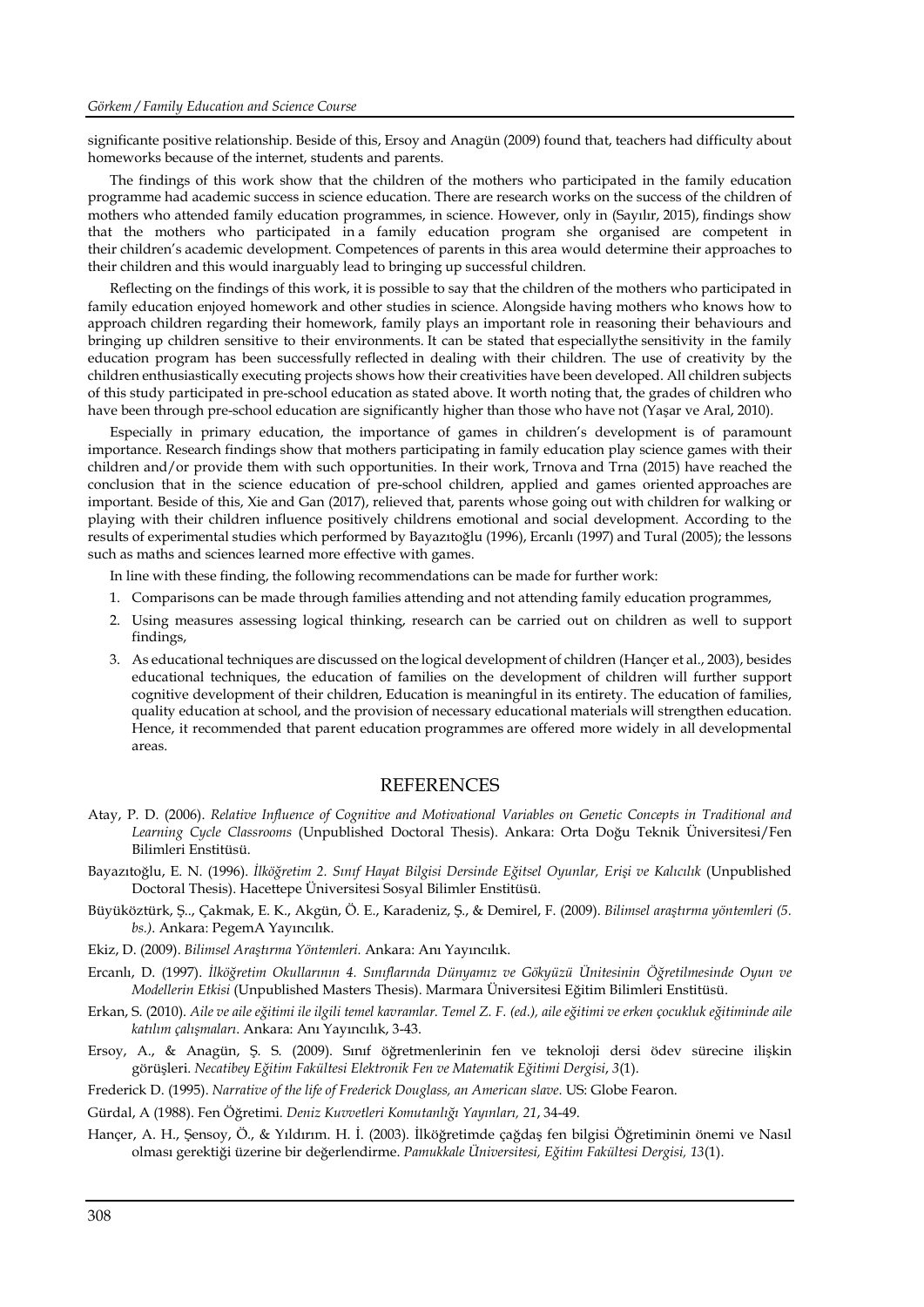significante positive relationship. Beside of this, Ersoy and Anagün (2009) found that, teachers had difficulty about homeworks because of the internet, students and parents.

The findings of this work show that the children of the mothers who participated in the family education programme had academic success in science education. There are research works on the success of the children of mothers who attended family education programmes, in science. However, only in (Sayılır, 2015), findings show that the mothers who participated in a family education program she organised are competent in their children's academic development. Competences of parents in this area would determine their approaches to their children and this would inarguably lead to bringing up successful children.

Reflecting on the findings of this work, it is possible to say that the children of the mothers who participated in family education enjoyed homework and other studies in science. Alongside having mothers who knows how to approach children regarding their homework, family plays an important role in reasoning their behaviours and bringing up children sensitive to their environments. It can be stated that especiallythe sensitivity in the family education program has been successfully reflected in dealing with their children. The use of creativity by the children enthusiastically executing projects shows how their creativities have been developed. All children subjects of this study participated in pre-school education as stated above. It worth noting that, the grades of children who have been through pre-school education are significantly higher than those who have not (Yaşar ve Aral, 2010).

Especially in primary education, the importance of games in children's development is of paramount importance. Research findings show that mothers participating in family education play science games with their children and/or provide them with such opportunities. In their work, Trnova and Trna (2015) have reached the conclusion that in the science education of pre-school children, applied and games oriented approaches are important. Beside of this, Xie and Gan (2017), relieved that, parents whose going out with children for walking or playing with their children influence positively childrens emotional and social development. According to the results of experimental studies which performed by Bayazıtoğlu (1996), Ercanlı (1997) and Tural (2005); the lessons such as maths and sciences learned more effective with games.

In line with these finding, the following recommendations can be made for further work:

1. Comparisons can be made through families attending and not attending family education programmes,
2. Using measures assessing logical thinking, research can be carried out on children as well to support findings,
3. As educational techniques are discussed on the logical development of children (Hançer et al., 2003), besides educational techniques, the education of families on the development of children will further support cognitive development of their children, Education is meaningful in its entirety. The education of families, quality education at school, and the provision of necessary educational materials will strengthen education. Hence, it recommended that parent education programmes are offered more widely in all developmental areas.

## REFERENCES

Atay, P. D. (2006). *Relative Influence of Cognitive and Motivational Variables on Genetic Concepts in Traditional and Learning Cycle Classrooms* (Unpublished Doctoral Thesis). Ankara: Orta Doğu Teknik Üniversitesi/Fen Bilimleri Enstitüsü.

Bayazıtoğlu, E. N. (1996). *İlköğretim 2. Sınıf Hayat Bilgisi Dersinde Eğitsel Oyunlar, Erişi ve Kalıcılık* (Unpublished Doctoral Thesis). Hacettepe Üniversitesi Sosyal Bilimler Enstitüsü.

Büyüköztürk, Ş.., Çakmak, E. K., Akgün, Ö. E., Karadeniz, Ş., & Demirel, F. (2009). *Bilimsel araştırma yöntemleri (5. bs.)*. Ankara: PegemA Yayıncılık.

Ekiz, D. (2009). *Bilimsel Araştırma Yöntemleri.* Ankara: Anı Yayıncılık.

Ercanlı, D. (1997). *İlköğretim Okullarının 4. Sınıflarında Dünyamız ve Gökyüzü Ünitesinin Öğretilmesinde Oyun ve Modellerin Etkisi* (Unpublished Masters Thesis). Marmara Üniversitesi Eğitim Bilimleri Enstitüsü.

Erkan, S. (2010). *Aile ve aile eğitimi ile ilgili temel kavramlar. Temel Z. F. (ed.), aile eğitimi ve erken çocukluk eğitiminde aile katılım çalışmaları*. Ankara: Anı Yayıncılık, 3-43.

Ersoy, A., & Anagün, Ş. S. (2009). Sınıf öğretmenlerinin fen ve teknoloji dersi ödev sürecine ilişkin görüşleri. *Necatibey Eğitim Fakültesi Elektronik Fen ve Matematik Eğitimi Dergisi*, *3*(1).

Frederick D. (1995). *Narrative of the life of Frederick Douglass, an American slave*. US: Globe Fearon.

Gürdal, A (1988). Fen Öğretimi. *Deniz Kuvvetleri Komutanlığı Yayınları, 21*, 34-49.

Hançer, A. H., Şensoy, Ö., & Yıldırım. H. İ. (2003). İlköğretimde çağdaş fen bilgisi Öğretiminin önemi ve Nasıl olması gerektiği üzerine bir değerlendirme. *Pamukkale Üniversitesi, Eğitim Fakültesi Dergisi, 13*(1).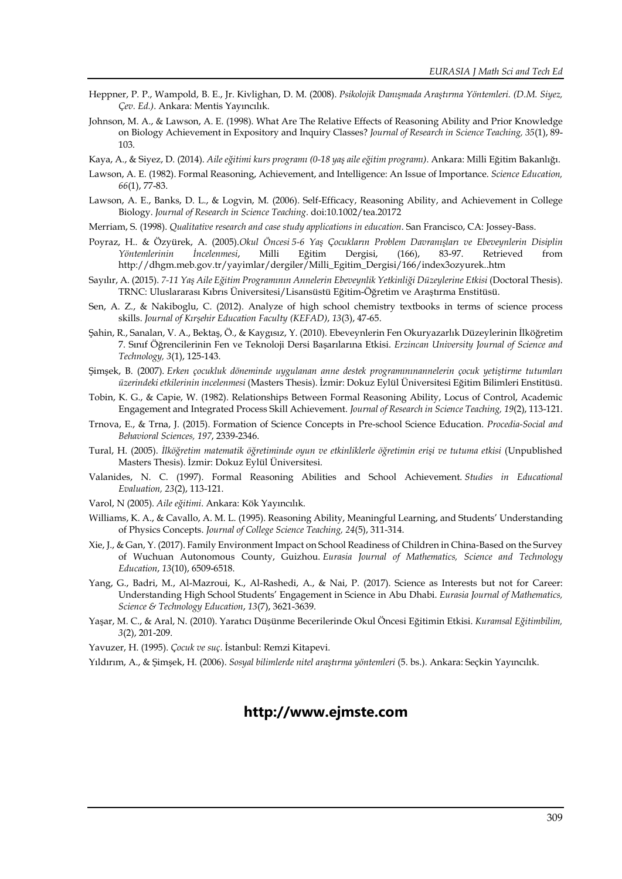Heppner, P. P., Wampold, B. E., Jr. Kivlighan, D. M. (2008). *Psikolojik Danışmada Araştırma Yöntemleri. (D.M. Siyez, Çev. Ed.)*. Ankara: Mentis Yayıncılık.

Johnson, M. A., & Lawson, A. E. (1998). What Are The Relative Effects of Reasoning Ability and Prior Knowledge on Biology Achievement in Expository and Inquiry Classes? *Journal of Research in Science Teaching, 35*(1), 89-103.

Kaya, A., & Siyez, D. (2014). *Aile eğitimi kurs programı (0-18 yaş aile eğitim programı)*. Ankara: Milli Eğitim Bakanlığı.

Lawson, A. E. (1982). Formal Reasoning, Achievement, and Intelligence: An Issue of Importance. *Science Education, 66*(1), 77-83.

Lawson, A. E., Banks, D. L., & Logvin, M. (2006). Self-Efficacy, Reasoning Ability, and Achievement in College Biology. *Journal of Research in Science Teaching*. doi:10.1002/tea.20172

Merriam, S. (1998). *Qualitative research and case study applications in education*. San Francisco, CA: Jossey-Bass.

Poyraz, H.. & Özyürek, A. (2005).*Okul Öncesi 5-6 Yaş Çocukların Problem Davranışları ve Ebeveynlerin Disiplin Yöntemlerinin İncelenmesi*, Milli Eğitim Dergisi, (166), 83-97. Retrieved from http://dhgm.meb.gov.tr/yayimlar/dergiler/Milli_Egitim_Dergisi/166/index3ozyurek..htm

Sayılır, A. (2015). *7-11 Yaş Aile Eğitim Programının Annelerin Ebeveynlik Yetkinliği Düzeylerine Etkisi* (Doctoral Thesis). TRNC: Uluslararası Kıbrıs Üniversitesi/Lisansüstü Eğitim-Öğretim ve Araştırma Enstitüsü.

Sen, A. Z., & Nakiboglu, C. (2012). Analyze of high school chemistry textbooks in terms of science process skills. *Journal of Kırşehir Education Faculty (KEFAD)*, *13*(3), 47-65.

Şahin, R., Sanalan, V. A., Bektaş, Ö., & Kaygısız, Y. (2010). Ebeveynlerin Fen Okuryazarlık Düzeylerinin İlköğretim 7. Sınıf Öğrencilerinin Fen ve Teknoloji Dersi Başarılarına Etkisi. *Erzincan University Journal of Science and Technology, 3*(1), 125-143.

Şimşek, B. (2007). *Erken çocukluk döneminde uygulanan anne destek programınınannelerin çocuk yetiştirme tutumları üzerindeki etkilerinin incelenmesi* (Masters Thesis). İzmir: Dokuz Eylül Üniversitesi Eğitim Bilimleri Enstitüsü.

Tobin, K. G., & Capie, W. (1982). Relationships Between Formal Reasoning Ability, Locus of Control, Academic Engagement and Integrated Process Skill Achievement. *Journal of Research in Science Teaching, 19*(2), 113-121.

Trnova, E., & Trna, J. (2015). Formation of Science Concepts in Pre-school Science Education. *Procedia-Social and Behavioral Sciences, 197*, 2339-2346.

Tural, H. (2005). *İlköğretim matematik öğretiminde oyun ve etkinliklerle öğretimin erişi ve tutuma etkisi* (Unpublished Masters Thesis). İzmir: Dokuz Eylül Üniversitesi.

Valanides, N. C. (1997). Formal Reasoning Abilities and School Achievement. *Studies in Educational Evaluation, 23*(2), 113-121.

Varol, N (2005). *Aile eğitimi*. Ankara: Kök Yayıncılık.

Williams, K. A., & Cavallo, A. M. L. (1995). Reasoning Ability, Meaningful Learning, and Students' Understanding of Physics Concepts. *Journal of College Science Teaching, 24*(5), 311-314.

Xie, J., & Gan, Y. (2017). Family Environment Impact on School Readiness of Children in China-Based on the Survey of Wuchuan Autonomous County, Guizhou. *Eurasia Journal of Mathematics, Science and Technology Education*, *13*(10), 6509-6518.

Yang, G., Badri, M., Al-Mazroui, K., Al-Rashedi, A., & Nai, P. (2017). Science as Interests but not for Career: Understanding High School Students' Engagement in Science in Abu Dhabi. *Eurasia Journal of Mathematics, Science & Technology Education*, *13*(7), 3621-3639.

Yaşar, M. C., & Aral, N. (2010). Yaratıcı Düşünme Becerilerinde Okul Öncesi Eğitimin Etkisi. *Kuramsal Eğitimbilim, 3*(2), 201-209.

Yavuzer, H. (1995). *Çocuk ve suç*. İstanbul: Remzi Kitapevi.

Yıldırım, A., & Şimşek, H. (2006). *Sosyal bilimlerde nitel araştırma yöntemleri* (5. bs.). Ankara: Seçkin Yayıncılık.

**http://www.ejmste.com**